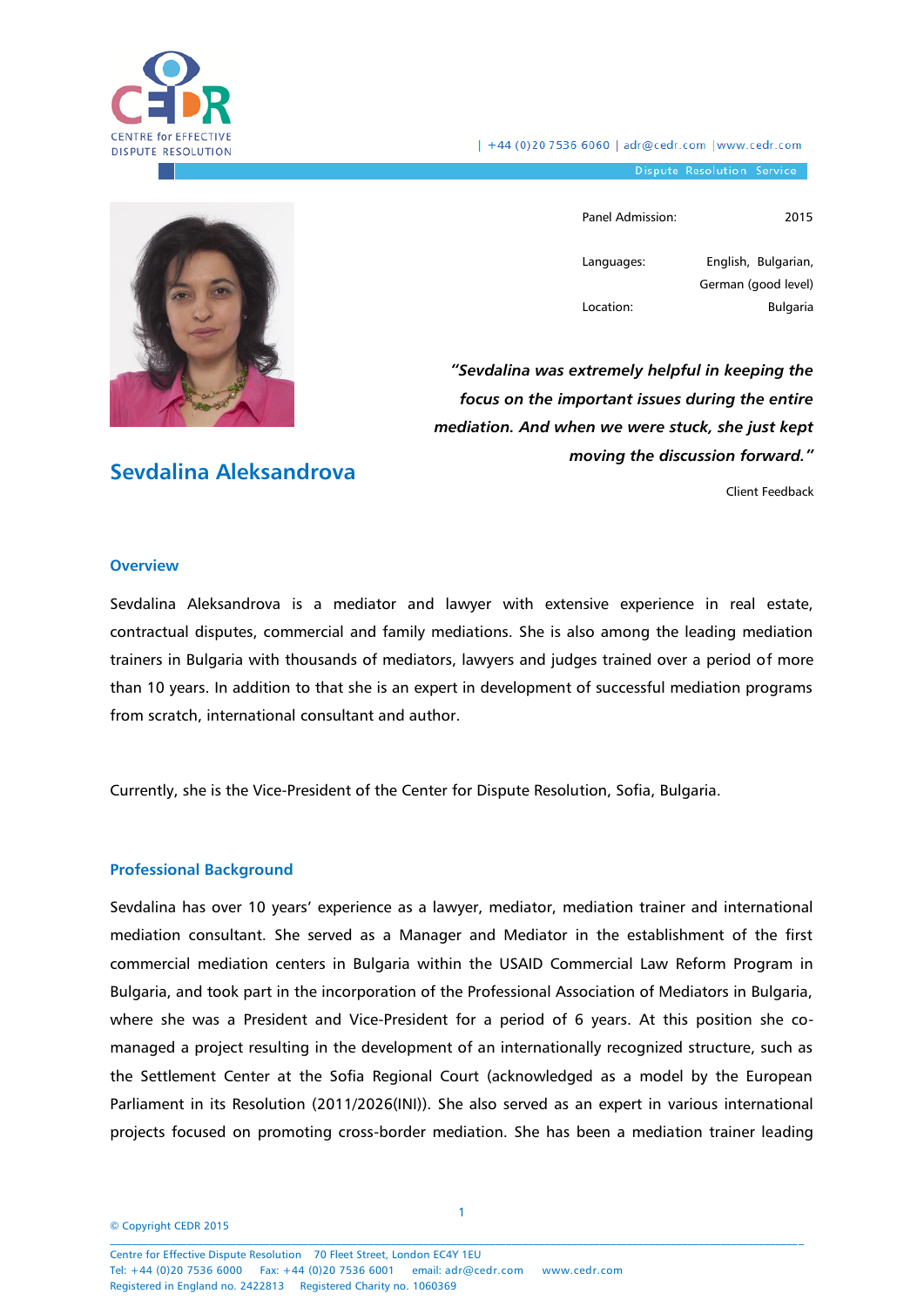Panel Admission: 2015

Languages: English, Bulgarian, German (good level)

Location: Bulgaria

***"Sevdalina was extremely helpful in keeping the focus on the important issues during the entire mediation. And when we were stuck, she just kept moving the discussion forward."***

Client Feedback

# Sevdalina Aleksandrova

## Overview

Sevdalina Aleksandrova is a mediator and lawyer with extensive experience in real estate, contractual disputes, commercial and family mediations. She is also among the leading mediation trainers in Bulgaria with thousands of mediators, lawyers and judges trained over a period of more than 10 years. In addition to that she is an expert in development of successful mediation programs from scratch, international consultant and author.

Currently, she is the Vice-President of the Center for Dispute Resolution, Sofia, Bulgaria.

## Professional Background

Sevdalina has over 10 years' experience as a lawyer, mediator, mediation trainer and international mediation consultant. She served as a Manager and Mediator in the establishment of the first commercial mediation centers in Bulgaria within the USAID Commercial Law Reform Program in Bulgaria, and took part in the incorporation of the Professional Association of Mediators in Bulgaria, where she was a President and Vice-President for a period of 6 years. At this position she co-managed a project resulting in the development of an internationally recognized structure, such as the Settlement Center at the Sofia Regional Court (acknowledged as a model by the European Parliament in its Resolution (2011/2026(INI)). She also served as an expert in various international projects focused on promoting cross-border mediation. She has been a mediation trainer leading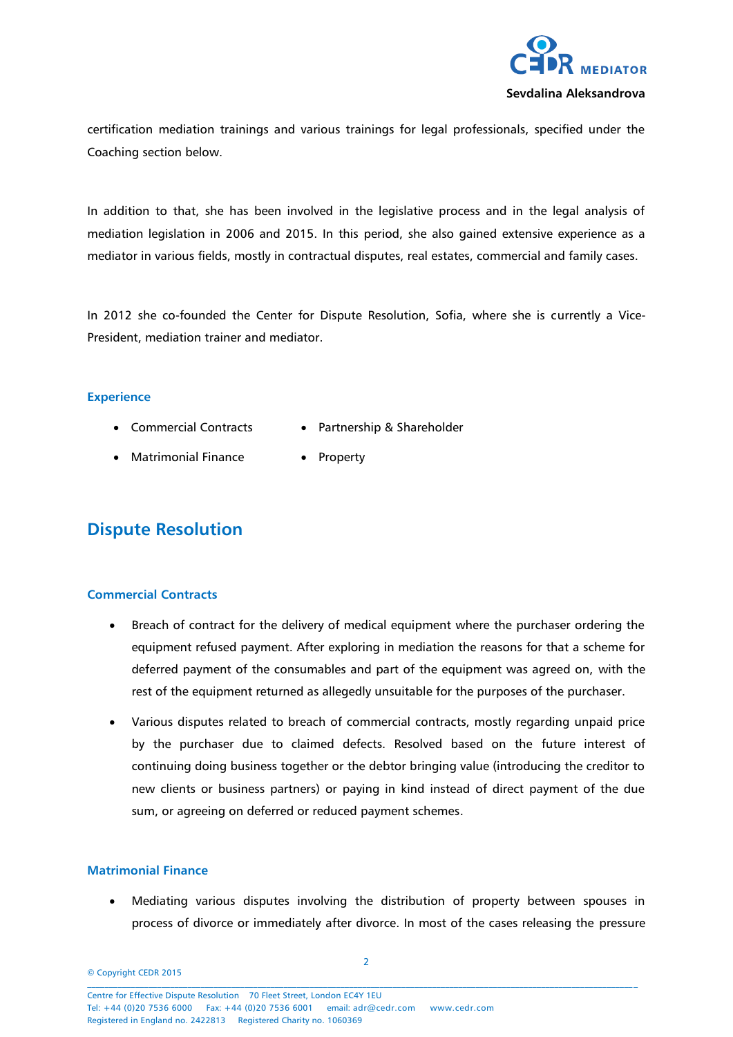certification mediation trainings and various trainings for legal professionals, specified under the Coaching section below.

In addition to that, she has been involved in the legislative process and in the legal analysis of mediation legislation in 2006 and 2015. In this period, she also gained extensive experience as a mediator in various fields, mostly in contractual disputes, real estates, commercial and family cases.

In 2012 she co-founded the Center for Dispute Resolution, Sofia, where she is currently a Vice-President, mediation trainer and mediator.

### Experience

- Commercial Contracts
- Partnership & Shareholder
- Matrimonial Finance
- Property

## Dispute Resolution

### Commercial Contracts

- Breach of contract for the delivery of medical equipment where the purchaser ordering the equipment refused payment. After exploring in mediation the reasons for that a scheme for deferred payment of the consumables and part of the equipment was agreed on, with the rest of the equipment returned as allegedly unsuitable for the purposes of the purchaser.
- Various disputes related to breach of commercial contracts, mostly regarding unpaid price by the purchaser due to claimed defects. Resolved based on the future interest of continuing doing business together or the debtor bringing value (introducing the creditor to new clients or business partners) or paying in kind instead of direct payment of the due sum, or agreeing on deferred or reduced payment schemes.

### Matrimonial Finance

- Mediating various disputes involving the distribution of property between spouses in process of divorce or immediately after divorce. In most of the cases releasing the pressure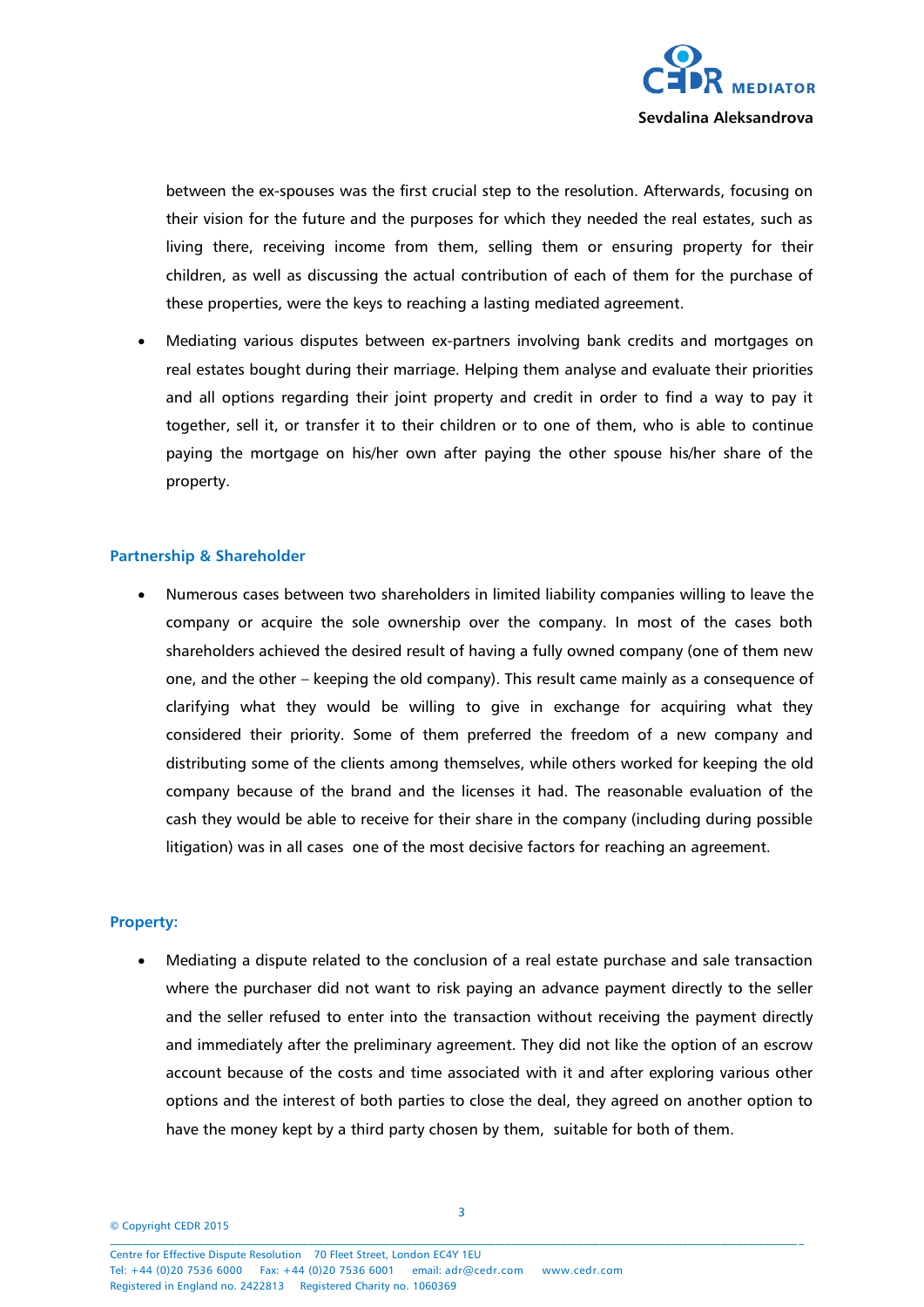between the ex-spouses was the first crucial step to the resolution. Afterwards, focusing on their vision for the future and the purposes for which they needed the real estates, such as living there, receiving income from them, selling them or ensuring property for their children, as well as discussing the actual contribution of each of them for the purchase of these properties, were the keys to reaching a lasting mediated agreement.

- Mediating various disputes between ex-partners involving bank credits and mortgages on real estates bought during their marriage. Helping them analyse and evaluate their priorities and all options regarding their joint property and credit in order to find a way to pay it together, sell it, or transfer it to their children or to one of them, who is able to continue paying the mortgage on his/her own after paying the other spouse his/her share of the property.

### Partnership & Shareholder

- Numerous cases between two shareholders in limited liability companies willing to leave the company or acquire the sole ownership over the company. In most of the cases both shareholders achieved the desired result of having a fully owned company (one of them new one, and the other – keeping the old company). This result came mainly as a consequence of clarifying what they would be willing to give in exchange for acquiring what they considered their priority. Some of them preferred the freedom of a new company and distributing some of the clients among themselves, while others worked for keeping the old company because of the brand and the licenses it had. The reasonable evaluation of the cash they would be able to receive for their share in the company (including during possible litigation) was in all cases one of the most decisive factors for reaching an agreement.

### Property:

- Mediating a dispute related to the conclusion of a real estate purchase and sale transaction where the purchaser did not want to risk paying an advance payment directly to the seller and the seller refused to enter into the transaction without receiving the payment directly and immediately after the preliminary agreement. They did not like the option of an escrow account because of the costs and time associated with it and after exploring various other options and the interest of both parties to close the deal, they agreed on another option to have the money kept by a third party chosen by them, suitable for both of them.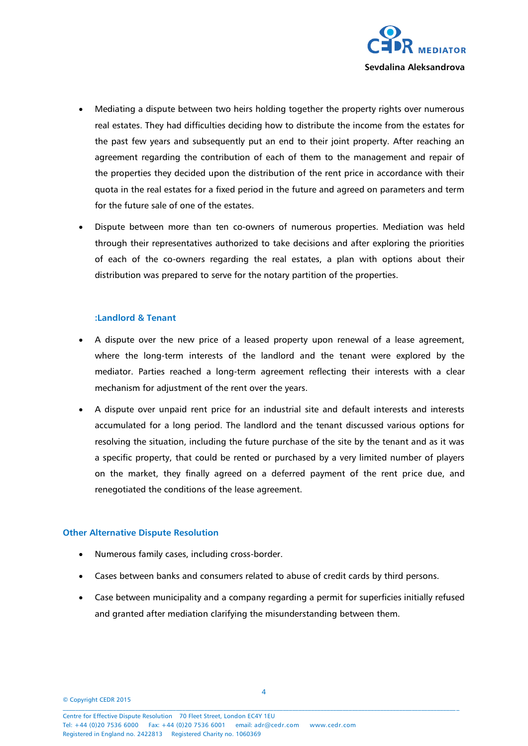- Mediating a dispute between two heirs holding together the property rights over numerous real estates. They had difficulties deciding how to distribute the income from the estates for the past few years and subsequently put an end to their joint property. After reaching an agreement regarding the contribution of each of them to the management and repair of the properties they decided upon the distribution of the rent price in accordance with their quota in the real estates for a fixed period in the future and agreed on parameters and term for the future sale of one of the estates.
- Dispute between more than ten co-owners of numerous properties. Mediation was held through their representatives authorized to take decisions and after exploring the priorities of each of the co-owners regarding the real estates, a plan with options about their distribution was prepared to serve for the notary partition of the properties.

### :Landlord & Tenant

- A dispute over the new price of a leased property upon renewal of a lease agreement, where the long-term interests of the landlord and the tenant were explored by the mediator. Parties reached a long-term agreement reflecting their interests with a clear mechanism for adjustment of the rent over the years.
- A dispute over unpaid rent price for an industrial site and default interests and interests accumulated for a long period. The landlord and the tenant discussed various options for resolving the situation, including the future purchase of the site by the tenant and as it was a specific property, that could be rented or purchased by a very limited number of players on the market, they finally agreed on a deferred payment of the rent price due, and renegotiated the conditions of the lease agreement.

## Other Alternative Dispute Resolution

- Numerous family cases, including cross-border.
- Cases between banks and consumers related to abuse of credit cards by third persons.
- Case between municipality and a company regarding a permit for superficies initially refused and granted after mediation clarifying the misunderstanding between them.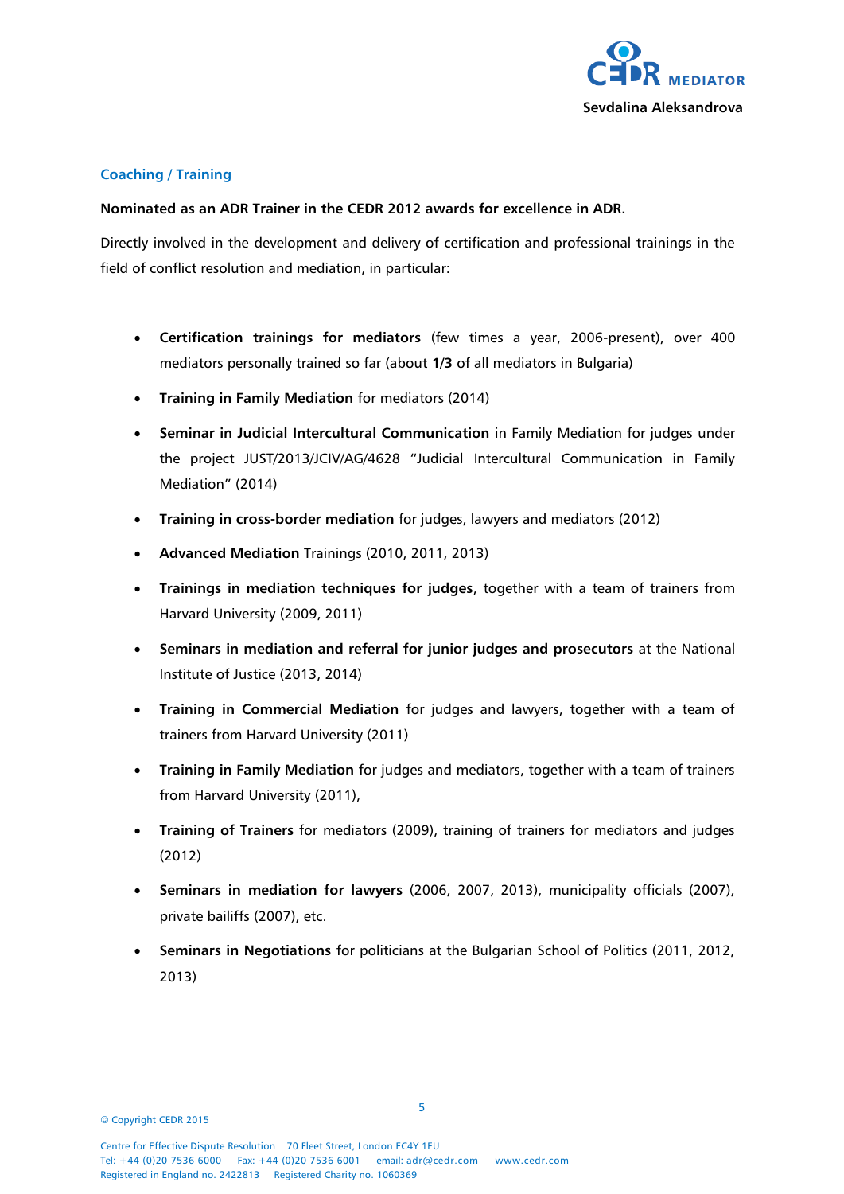## Coaching / Training

**Nominated as an ADR Trainer in the CEDR 2012 awards for excellence in ADR.**

Directly involved in the development and delivery of certification and professional trainings in the field of conflict resolution and mediation, in particular:

- **Certification trainings for mediators** (few times a year, 2006-present), over 400 mediators personally trained so far (about **1/3** of all mediators in Bulgaria)
- **Training in Family Mediation** for mediators (2014)
- **Seminar in Judicial Intercultural Communication** in Family Mediation for judges under the project JUST/2013/JCIV/AG/4628 "Judicial Intercultural Communication in Family Mediation" (2014)
- **Training in cross-border mediation** for judges, lawyers and mediators (2012)
- **Advanced Mediation** Trainings (2010, 2011, 2013)
- **Trainings in mediation techniques for judges**, together with a team of trainers from Harvard University (2009, 2011)
- **Seminars in mediation and referral for junior judges and prosecutors** at the National Institute of Justice (2013, 2014)
- **Training in Commercial Mediation** for judges and lawyers, together with a team of trainers from Harvard University (2011)
- **Training in Family Mediation** for judges and mediators, together with a team of trainers from Harvard University (2011),
- **Training of Trainers** for mediators (2009), training of trainers for mediators and judges (2012)
- **Seminars in mediation for lawyers** (2006, 2007, 2013), municipality officials (2007), private bailiffs (2007), etc.
- **Seminars in Negotiations** for politicians at the Bulgarian School of Politics (2011, 2012, 2013)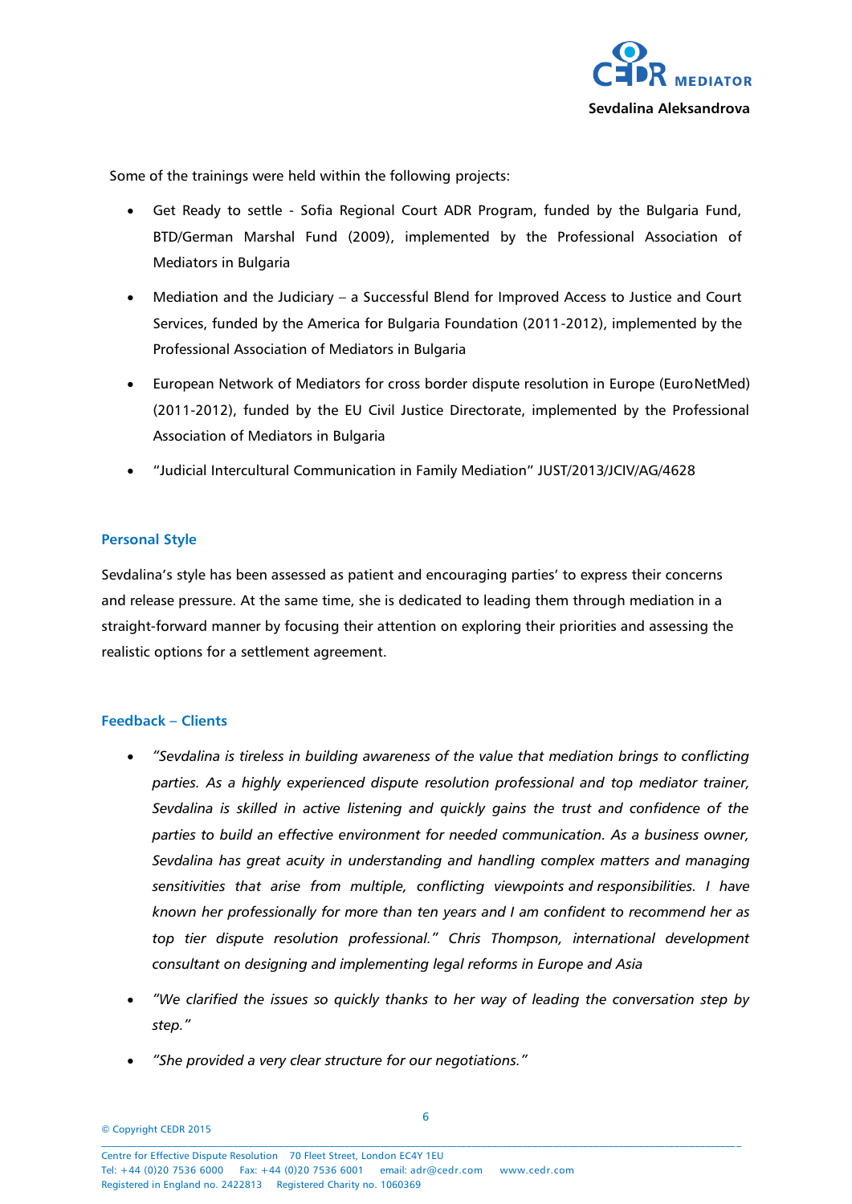Some of the trainings were held within the following projects:

- Get Ready to settle - Sofia Regional Court ADR Program, funded by the Bulgaria Fund, BTD/German Marshal Fund (2009), implemented by the Professional Association of Mediators in Bulgaria
- Mediation and the Judiciary – a Successful Blend for Improved Access to Justice and Court Services, funded by the America for Bulgaria Foundation (2011-2012), implemented by the Professional Association of Mediators in Bulgaria
- European Network of Mediators for cross border dispute resolution in Europe (EuroNetMed) (2011-2012), funded by the EU Civil Justice Directorate, implemented by the Professional Association of Mediators in Bulgaria
- "Judicial Intercultural Communication in Family Mediation" JUST/2013/JCIV/AG/4628

## Personal Style

Sevdalina's style has been assessed as patient and encouraging parties' to express their concerns and release pressure. At the same time, she is dedicated to leading them through mediation in a straight-forward manner by focusing their attention on exploring their priorities and assessing the realistic options for a settlement agreement.

## Feedback – Clients

- *"Sevdalina is tireless in building awareness of the value that mediation brings to conflicting parties. As a highly experienced dispute resolution professional and top mediator trainer, Sevdalina is skilled in active listening and quickly gains the trust and confidence of the parties to build an effective environment for needed communication. As a business owner, Sevdalina has great acuity in understanding and handling complex matters and managing sensitivities that arise from multiple, conflicting viewpoints and responsibilities. I have known her professionally for more than ten years and I am confident to recommend her as top tier dispute resolution professional." Chris Thompson, international development consultant on designing and implementing legal reforms in Europe and Asia*
- *"We clarified the issues so quickly thanks to her way of leading the conversation step by step."*
- *"She provided a very clear structure for our negotiations."*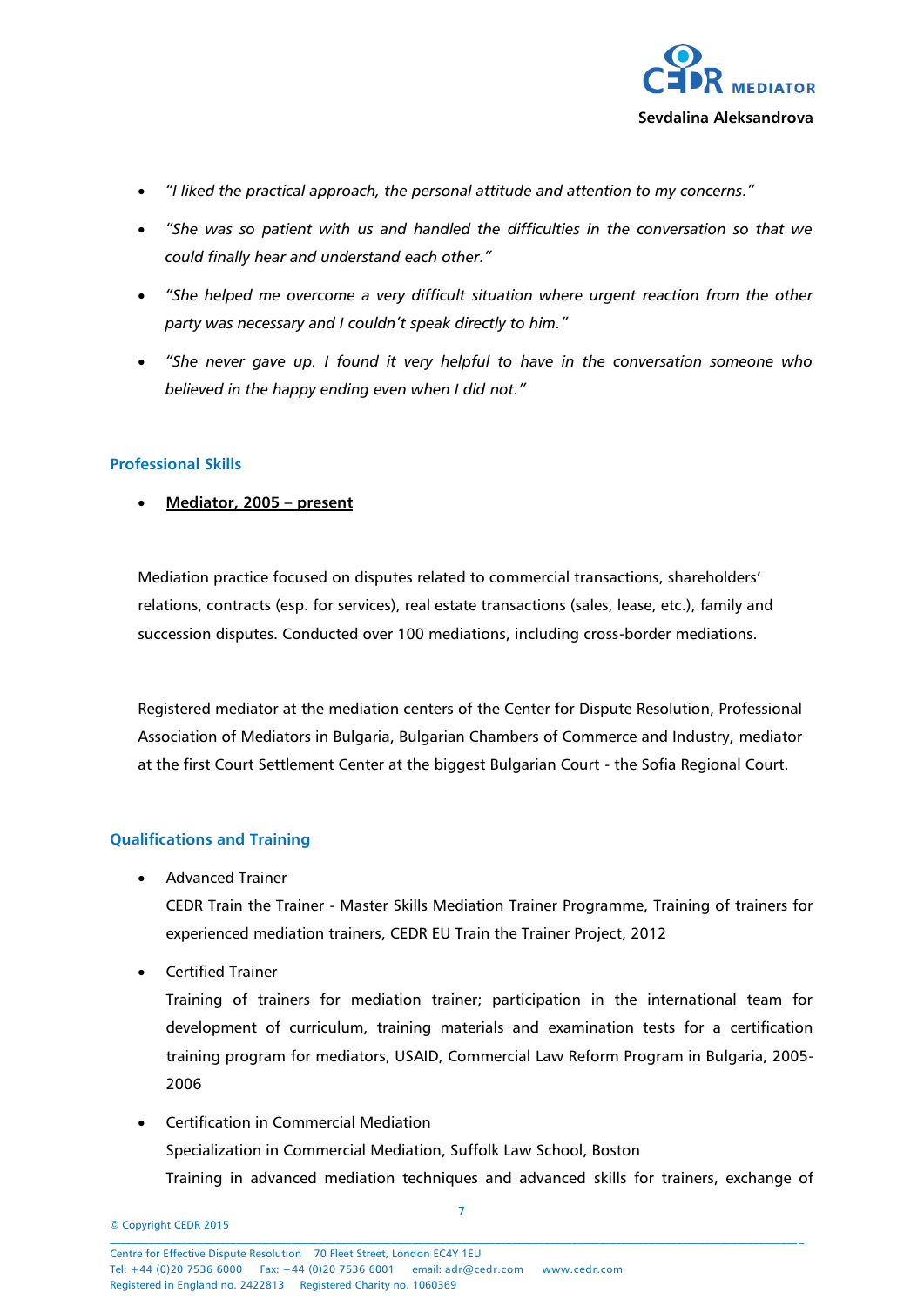- *"I liked the practical approach, the personal attitude and attention to my concerns."*
- *"She was so patient with us and handled the difficulties in the conversation so that we could finally hear and understand each other."*
- *"She helped me overcome a very difficult situation where urgent reaction from the other party was necessary and I couldn't speak directly to him."*
- *"She never gave up. I found it very helpful to have in the conversation someone who believed in the happy ending even when I did not."*

## Professional Skills

- **Mediator, 2005 – present**

Mediation practice focused on disputes related to commercial transactions, shareholders' relations, contracts (esp. for services), real estate transactions (sales, lease, etc.), family and succession disputes. Conducted over 100 mediations, including cross-border mediations.

Registered mediator at the mediation centers of the Center for Dispute Resolution, Professional Association of Mediators in Bulgaria, Bulgarian Chambers of Commerce and Industry, mediator at the first Court Settlement Center at the biggest Bulgarian Court - the Sofia Regional Court.

## Qualifications and Training

- Advanced Trainer
  CEDR Train the Trainer - Master Skills Mediation Trainer Programme, Training of trainers for experienced mediation trainers, CEDR EU Train the Trainer Project, 2012
- Certified Trainer
  Training of trainers for mediation trainer; participation in the international team for development of curriculum, training materials and examination tests for a certification training program for mediators, USAID, Commercial Law Reform Program in Bulgaria, 2005-2006
- Certification in Commercial Mediation
  Specialization in Commercial Mediation, Suffolk Law School, Boston
  Training in advanced mediation techniques and advanced skills for trainers, exchange of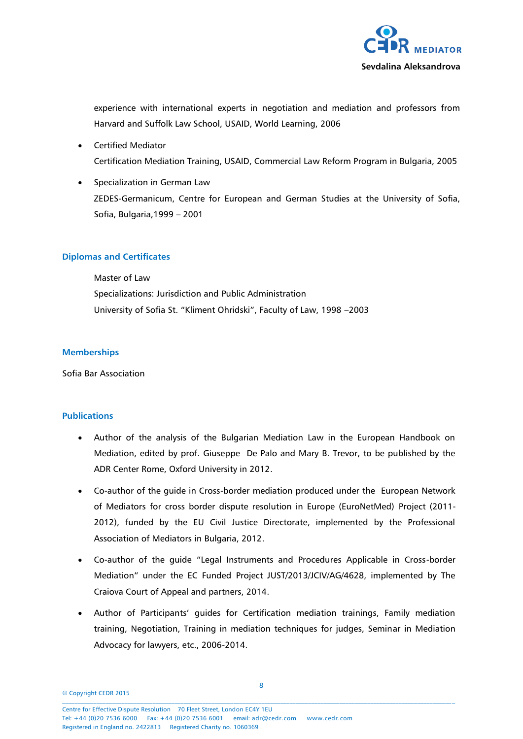experience with international experts in negotiation and mediation and professors from Harvard and Suffolk Law School, USAID, World Learning, 2006

- Certified Mediator
  Certification Mediation Training, USAID, Commercial Law Reform Program in Bulgaria, 2005
- Specialization in German Law
  ZEDES-Germanicum, Centre for European and German Studies at the University of Sofia, Sofia, Bulgaria,1999 – 2001

## Diplomas and Certificates

Master of Law
Specializations: Jurisdiction and Public Administration
University of Sofia St. "Kliment Ohridski", Faculty of Law, 1998 –2003

## Memberships

Sofia Bar Association

## Publications

- Author of the analysis of the Bulgarian Mediation Law in the European Handbook on Mediation, edited by prof. Giuseppe De Palo and Mary B. Trevor, to be published by the ADR Center Rome, Oxford University in 2012.
- Co-author of the guide in Cross-border mediation produced under the European Network of Mediators for cross border dispute resolution in Europe (EuroNetMed) Project (2011-2012), funded by the EU Civil Justice Directorate, implemented by the Professional Association of Mediators in Bulgaria, 2012.
- Co-author of the guide "Legal Instruments and Procedures Applicable in Cross-border Mediation" under the EC Funded Project JUST/2013/JCIV/AG/4628, implemented by The Craiova Court of Appeal and partners, 2014.
- Author of Participants' guides for Certification mediation trainings, Family mediation training, Negotiation, Training in mediation techniques for judges, Seminar in Mediation Advocacy for lawyers, etc., 2006-2014.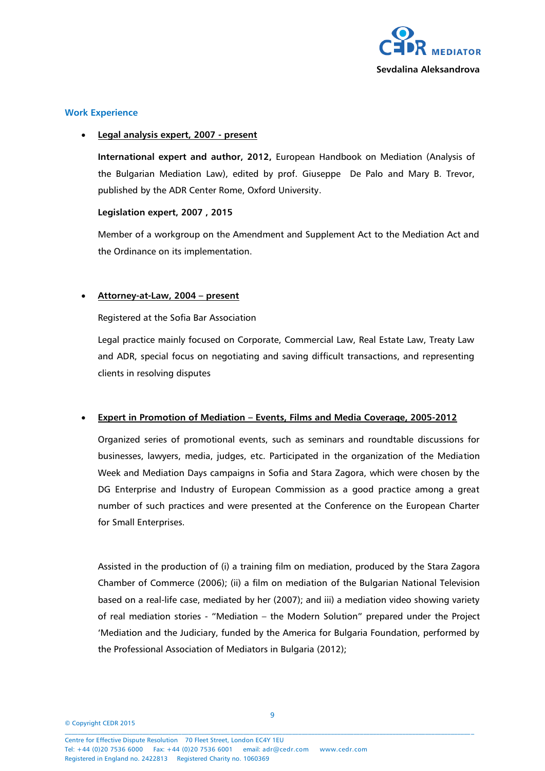## Work Experience

- **Legal analysis expert, 2007 - present**

  **International expert and author, 2012,** European Handbook on Mediation (Analysis of the Bulgarian Mediation Law), edited by prof. Giuseppe De Palo and Mary B. Trevor, published by the ADR Center Rome, Oxford University.

  **Legislation expert, 2007 , 2015**

  Member of a workgroup on the Amendment and Supplement Act to the Mediation Act and the Ordinance on its implementation.

- **Attorney-at-Law, 2004 – present**

  Registered at the Sofia Bar Association

  Legal practice mainly focused on Corporate, Commercial Law, Real Estate Law, Treaty Law and ADR, special focus on negotiating and saving difficult transactions, and representing clients in resolving disputes

- **Expert in Promotion of Mediation – Events, Films and Media Coverage, 2005-2012**

  Organized series of promotional events, such as seminars and roundtable discussions for businesses, lawyers, media, judges, etc. Participated in the organization of the Mediation Week and Mediation Days campaigns in Sofia and Stara Zagora, which were chosen by the DG Enterprise and Industry of European Commission as a good practice among a great number of such practices and were presented at the Conference on the European Charter for Small Enterprises.

  Assisted in the production of (i) a training film on mediation, produced by the Stara Zagora Chamber of Commerce (2006); (ii) a film on mediation of the Bulgarian National Television based on a real-life case, mediated by her (2007); and iii) a mediation video showing variety of real mediation stories - "Mediation – the Modern Solution" prepared under the Project 'Mediation and the Judiciary, funded by the America for Bulgaria Foundation, performed by the Professional Association of Mediators in Bulgaria (2012);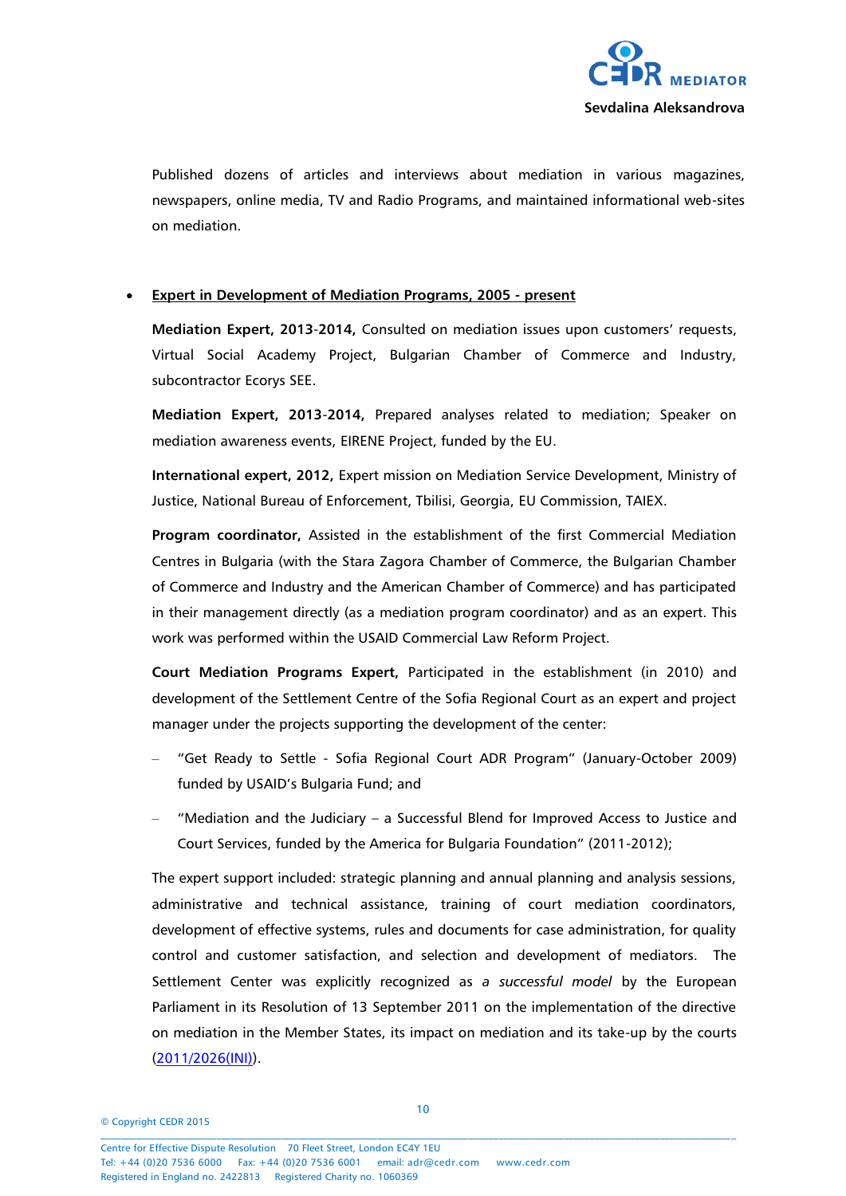Published dozens of articles and interviews about mediation in various magazines, newspapers, online media, TV and Radio Programs, and maintained informational web-sites on mediation.

- **Expert in Development of Mediation Programs, 2005 - present**

  **Mediation Expert, 2013-2014,** Consulted on mediation issues upon customers' requests, Virtual Social Academy Project, Bulgarian Chamber of Commerce and Industry, subcontractor Ecorys SEE.

  **Mediation Expert, 2013-2014,** Prepared analyses related to mediation; Speaker on mediation awareness events, EIRENE Project, funded by the EU.

  **International expert, 2012,** Expert mission on Mediation Service Development, Ministry of Justice, National Bureau of Enforcement, Tbilisi, Georgia, EU Commission, TAIEX.

  **Program coordinator,** Assisted in the establishment of the first Commercial Mediation Centres in Bulgaria (with the Stara Zagora Chamber of Commerce, the Bulgarian Chamber of Commerce and Industry and the American Chamber of Commerce) and has participated in their management directly (as a mediation program coordinator) and as an expert. This work was performed within the USAID Commercial Law Reform Project.

  **Court Mediation Programs Expert,** Participated in the establishment (in 2010) and development of the Settlement Centre of the Sofia Regional Court as an expert and project manager under the projects supporting the development of the center:

  - "Get Ready to Settle - Sofia Regional Court ADR Program" (January-October 2009) funded by USAID's Bulgaria Fund; and
  - "Mediation and the Judiciary – a Successful Blend for Improved Access to Justice and Court Services, funded by the America for Bulgaria Foundation" (2011-2012);

  The expert support included: strategic planning and annual planning and analysis sessions, administrative and technical assistance, training of court mediation coordinators, development of effective systems, rules and documents for case administration, for quality control and customer satisfaction, and selection and development of mediators. The Settlement Center was explicitly recognized as *a successful model* by the European Parliament in its Resolution of 13 September 2011 on the implementation of the directive on mediation in the Member States, its impact on mediation and its take-up by the courts (2011/2026(INI)).